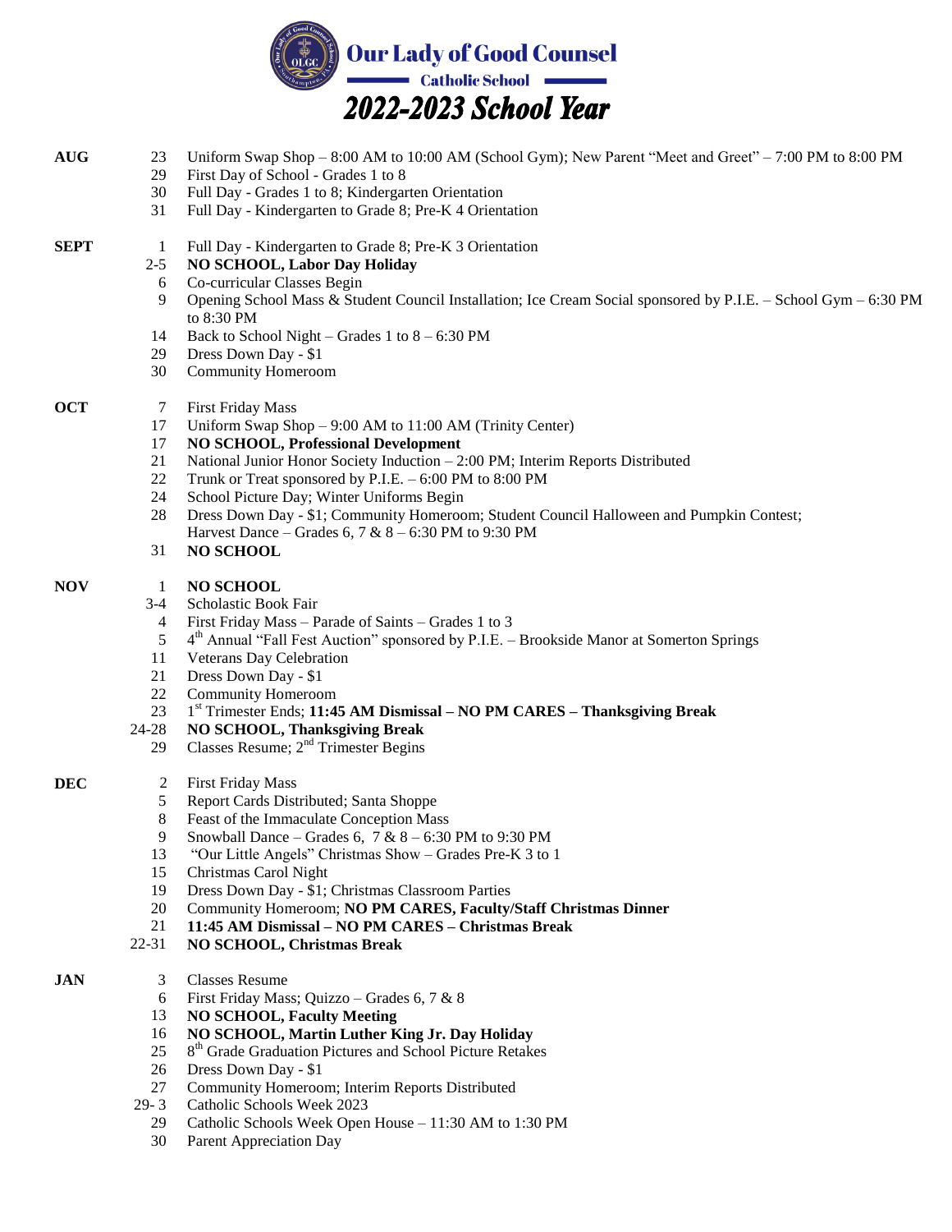# Our Lady of Good Counsel

## Catholic School

## *2022-2023 School Year*

| Month | Date | Event |
|---|---|---|
| **AUG** | 23 | Uniform Swap Shop – 8:00 AM to 10:00 AM (School Gym); New Parent "Meet and Greet" – 7:00 PM to 8:00 PM |
| | 29 | First Day of School - Grades 1 to 8 |
| | 30 | Full Day - Grades 1 to 8; Kindergarten Orientation |
| | 31 | Full Day - Kindergarten to Grade 8; Pre-K 4 Orientation |
| **SEPT** | 1 | Full Day - Kindergarten to Grade 8; Pre-K 3 Orientation |
| | 2-5 | **NO SCHOOL, Labor Day Holiday** |
| | 6 | Co-curricular Classes Begin |
| | 9 | Opening School Mass & Student Council Installation; Ice Cream Social sponsored by P.I.E. – School Gym – 6:30 PM to 8:30 PM |
| | 14 | Back to School Night – Grades 1 to 8 – 6:30 PM |
| | 29 | Dress Down Day - $1 |
| | 30 | Community Homeroom |
| **OCT** | 7 | First Friday Mass |
| | 17 | Uniform Swap Shop – 9:00 AM to 11:00 AM (Trinity Center) |
| | 17 | **NO SCHOOL, Professional Development** |
| | 21 | National Junior Honor Society Induction – 2:00 PM; Interim Reports Distributed |
| | 22 | Trunk or Treat sponsored by P.I.E. – 6:00 PM to 8:00 PM |
| | 24 | School Picture Day; Winter Uniforms Begin |
| | 28 | Dress Down Day - $1; Community Homeroom; Student Council Halloween and Pumpkin Contest; Harvest Dance – Grades 6, 7 & 8 – 6:30 PM to 9:30 PM |
| | 31 | **NO SCHOOL** |
| **NOV** | 1 | **NO SCHOOL** |
| | 3-4 | Scholastic Book Fair |
| | 4 | First Friday Mass – Parade of Saints – Grades 1 to 3 |
| | 5 | 4th Annual "Fall Fest Auction" sponsored by P.I.E. – Brookside Manor at Somerton Springs |
| | 11 | Veterans Day Celebration |
| | 21 | Dress Down Day - $1 |
| | 22 | Community Homeroom |
| | 23 | 1st Trimester Ends; **11:45 AM Dismissal – NO PM CARES – Thanksgiving Break** |
| | 24-28 | **NO SCHOOL, Thanksgiving Break** |
| | 29 | Classes Resume; 2nd Trimester Begins |
| **DEC** | 2 | First Friday Mass |
| | 5 | Report Cards Distributed; Santa Shoppe |
| | 8 | Feast of the Immaculate Conception Mass |
| | 9 | Snowball Dance – Grades 6, 7 & 8 – 6:30 PM to 9:30 PM |
| | 13 | "Our Little Angels" Christmas Show – Grades Pre-K 3 to 1 |
| | 15 | Christmas Carol Night |
| | 19 | Dress Down Day - $1; Christmas Classroom Parties |
| | 20 | Community Homeroom; **NO PM CARES, Faculty/Staff Christmas Dinner** |
| | 21 | **11:45 AM Dismissal – NO PM CARES – Christmas Break** |
| | 22-31 | **NO SCHOOL, Christmas Break** |
| **JAN** | 3 | Classes Resume |
| | 6 | First Friday Mass; Quizzo – Grades 6, 7 & 8 |
| | 13 | **NO SCHOOL, Faculty Meeting** |
| | 16 | **NO SCHOOL, Martin Luther King Jr. Day Holiday** |
| | 25 | 8th Grade Graduation Pictures and School Picture Retakes |
| | 26 | Dress Down Day - $1 |
| | 27 | Community Homeroom; Interim Reports Distributed |
| | 29- 3 | Catholic Schools Week 2023 |
| | 29 | Catholic Schools Week Open House – 11:30 AM to 1:30 PM |
| | 30 | Parent Appreciation Day |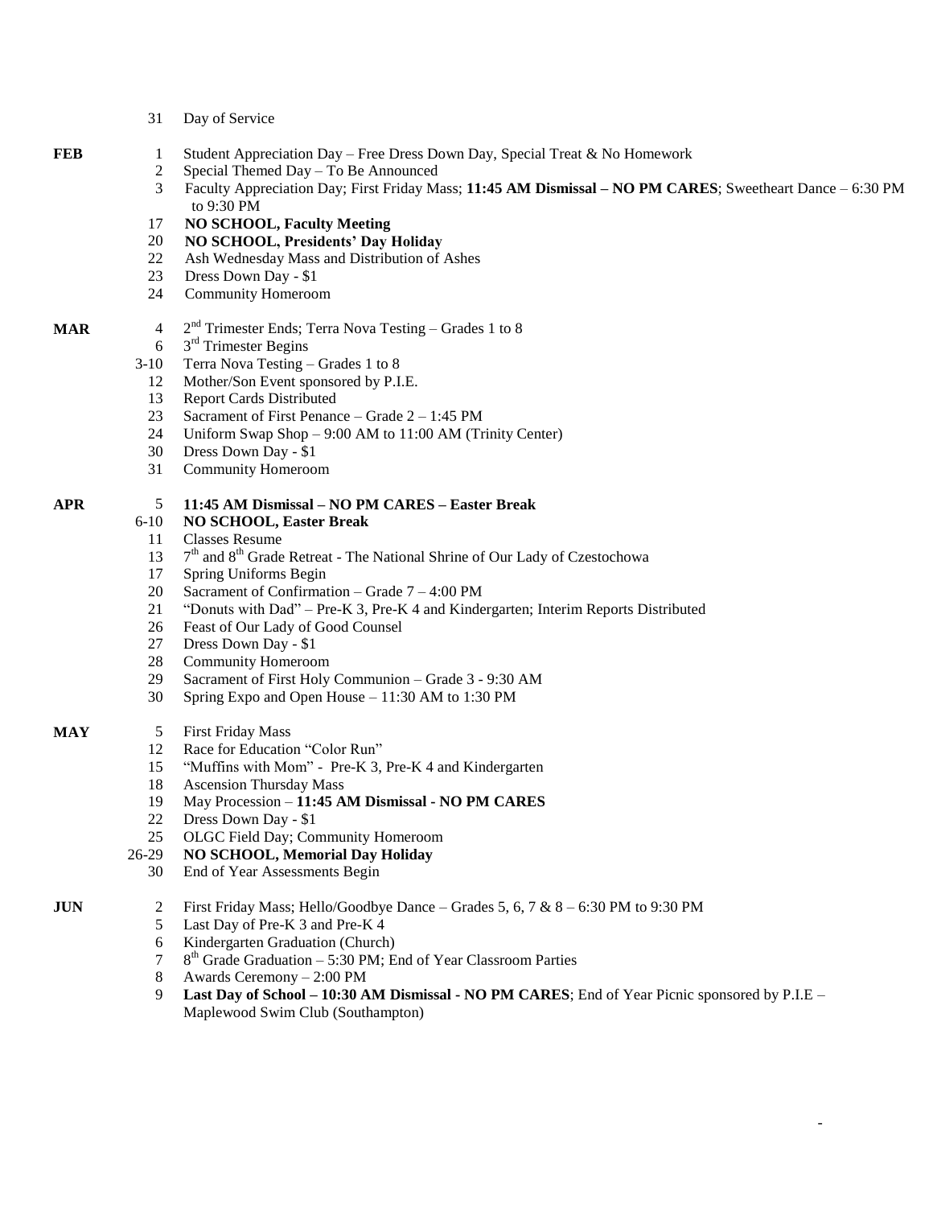| | | |
|---|---|---|
| | 31 | Day of Service |
| **FEB** | 1 | Student Appreciation Day – Free Dress Down Day, Special Treat & No Homework |
| | 2 | Special Themed Day – To Be Announced |
| | 3 | Faculty Appreciation Day; First Friday Mass; **11:45 AM Dismissal – NO PM CARES**; Sweetheart Dance – 6:30 PM to 9:30 PM |
| | 17 | **NO SCHOOL, Faculty Meeting** |
| | 20 | **NO SCHOOL, Presidents' Day Holiday** |
| | 22 | Ash Wednesday Mass and Distribution of Ashes |
| | 23 | Dress Down Day - $1 |
| | 24 | Community Homeroom |
| **MAR** | 4 | 2nd Trimester Ends; Terra Nova Testing – Grades 1 to 8 |
| | 6 | 3rd Trimester Begins |
| | 3-10 | Terra Nova Testing – Grades 1 to 8 |
| | 12 | Mother/Son Event sponsored by P.I.E. |
| | 13 | Report Cards Distributed |
| | 23 | Sacrament of First Penance – Grade 2 – 1:45 PM |
| | 24 | Uniform Swap Shop – 9:00 AM to 11:00 AM (Trinity Center) |
| | 30 | Dress Down Day - $1 |
| | 31 | Community Homeroom |
| **APR** | 5 | **11:45 AM Dismissal – NO PM CARES – Easter Break** |
| | 6-10 | **NO SCHOOL, Easter Break** |
| | 11 | Classes Resume |
| | 13 | 7th and 8th Grade Retreat - The National Shrine of Our Lady of Czestochowa |
| | 17 | Spring Uniforms Begin |
| | 20 | Sacrament of Confirmation – Grade 7 – 4:00 PM |
| | 21 | "Donuts with Dad" – Pre-K 3, Pre-K 4 and Kindergarten; Interim Reports Distributed |
| | 26 | Feast of Our Lady of Good Counsel |
| | 27 | Dress Down Day - $1 |
| | 28 | Community Homeroom |
| | 29 | Sacrament of First Holy Communion – Grade 3 - 9:30 AM |
| | 30 | Spring Expo and Open House – 11:30 AM to 1:30 PM |
| **MAY** | 5 | First Friday Mass |
| | 12 | Race for Education "Color Run" |
| | 15 | "Muffins with Mom" - Pre-K 3, Pre-K 4 and Kindergarten |
| | 18 | Ascension Thursday Mass |
| | 19 | May Procession – **11:45 AM Dismissal - NO PM CARES** |
| | 22 | Dress Down Day - $1 |
| | 25 | OLGC Field Day; Community Homeroom |
| | 26-29 | **NO SCHOOL, Memorial Day Holiday** |
| | 30 | End of Year Assessments Begin |
| **JUN** | 2 | First Friday Mass; Hello/Goodbye Dance – Grades 5, 6, 7 & 8 – 6:30 PM to 9:30 PM |
| | 5 | Last Day of Pre-K 3 and Pre-K 4 |
| | 6 | Kindergarten Graduation (Church) |
| | 7 | 8th Grade Graduation – 5:30 PM; End of Year Classroom Parties |
| | 8 | Awards Ceremony – 2:00 PM |
| | 9 | **Last Day of School – 10:30 AM Dismissal - NO PM CARES**; End of Year Picnic sponsored by P.I.E – Maplewood Swim Club (Southampton) |